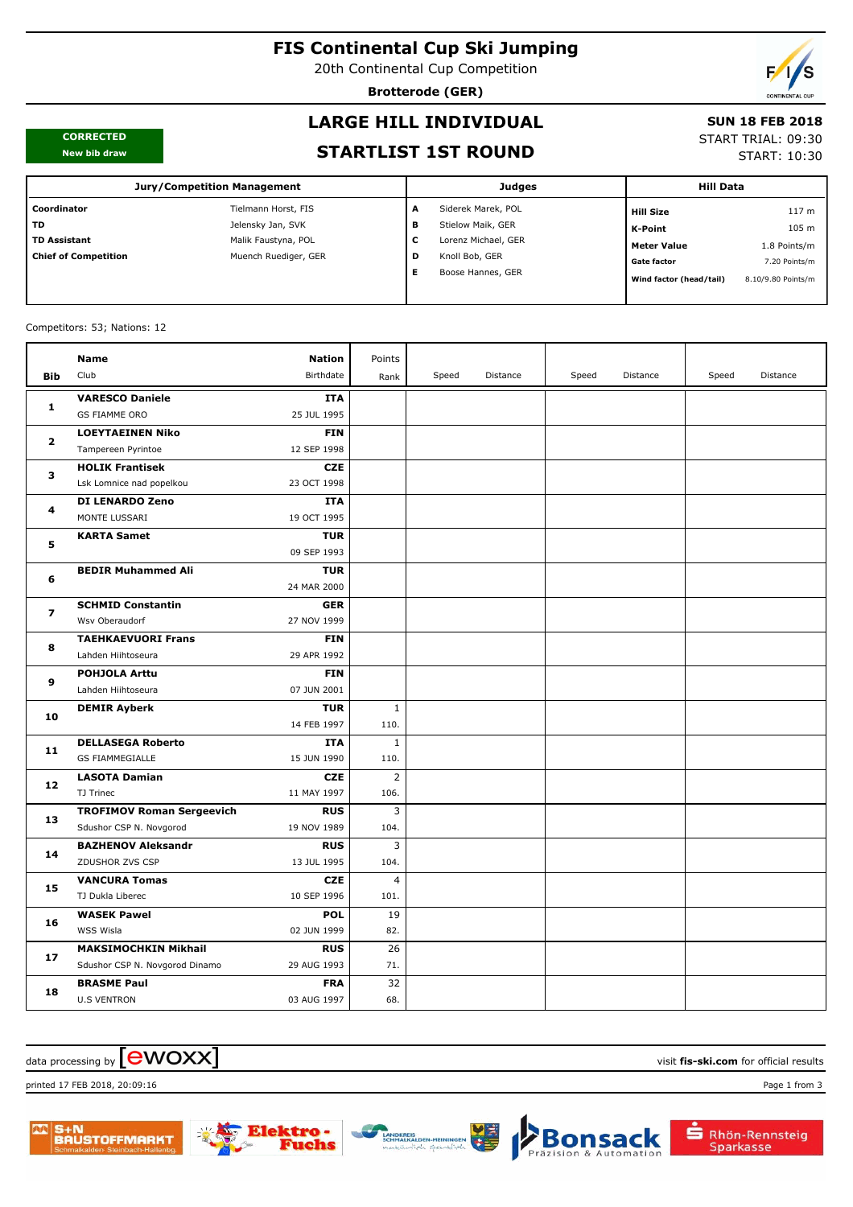# FIS Continental Cup Ski Jumping

20th Continental Cup Competition

**Brotterode (GER)**

**CORRECTED**
New bib draw

## LARGE HILL INDIVIDUAL

## STARTLIST 1ST ROUND

**SUN 18 FEB 2018**
START TRIAL: 09:30
START: 10:30

| Jury/Competition Management | | Judges | | Hill Data | |
|---|---|---|---|---|---|
| **Coordinator** | Tielmann Horst, FIS | **A** | Siderek Marek, POL | **Hill Size** | 117 m |
| **TD** | Jelensky Jan, SVK | **B** | Stielow Maik, GER | **K-Point** | 105 m |
| **TD Assistant** | Malik Faustyna, POL | **C** | Lorenz Michael, GER | **Meter Value** | 1.8 Points/m |
| **Chief of Competition** | Muench Ruediger, GER | **D** | Knoll Bob, GER | **Gate factor** | 7.20 Points/m |
| | | **E** | Boose Hannes, GER | **Wind factor (head/tail)** | 8.10/9.80 Points/m |

Competitors: 53; Nations: 12

| Bib | Name / Club | Nation / Birthdate | Points / Rank | Speed | Distance | Speed | Distance | Speed | Distance |
|---|---|---|---|---|---|---|---|---|---|
| 1 | **VARESCO Daniele**<br>GS FIAMME ORO | **ITA**<br>25 JUL 1995 | | | | | | | |
| 2 | **LOEYTAEINEN Niko**<br>Tampereen Pyrintoe | **FIN**<br>12 SEP 1998 | | | | | | | |
| 3 | **HOLIK Frantisek**<br>Lsk Lomnice nad popelkou | **CZE**<br>23 OCT 1998 | | | | | | | |
| 4 | **DI LENARDO Zeno**<br>MONTE LUSSARI | **ITA**<br>19 OCT 1995 | | | | | | | |
| 5 | **KARTA Samet** | **TUR**<br>09 SEP 1993 | | | | | | | |
| 6 | **BEDIR Muhammed Ali** | **TUR**<br>24 MAR 2000 | | | | | | | |
| 7 | **SCHMID Constantin**<br>Wsv Oberaudorf | **GER**<br>27 NOV 1999 | | | | | | | |
| 8 | **TAEHKAEVUORI Frans**<br>Lahden Hiihtoseura | **FIN**<br>29 APR 1992 | | | | | | | |
| 9 | **POHJOLA Arttu**<br>Lahden Hiihtoseura | **FIN**<br>07 JUN 2001 | | | | | | | |
| 10 | **DEMIR Ayberk** | **TUR**<br>14 FEB 1997 | 1<br>110. | | | | | | |
| 11 | **DELLASEGA Roberto**<br>GS FIAMMEGIALLE | **ITA**<br>15 JUN 1990 | 1<br>110. | | | | | | |
| 12 | **LASOTA Damian**<br>TJ Trinec | **CZE**<br>11 MAY 1997 | 2<br>106. | | | | | | |
| 13 | **TROFIMOV Roman Sergeevich**<br>Sdushor CSP N. Novgorod | **RUS**<br>19 NOV 1989 | 3<br>104. | | | | | | |
| 14 | **BAZHENOV Aleksandr**<br>ZDUSHOR ZVS CSP | **RUS**<br>13 JUL 1995 | 3<br>104. | | | | | | |
| 15 | **VANCURA Tomas**<br>TJ Dukla Liberec | **CZE**<br>10 SEP 1996 | 4<br>101. | | | | | | |
| 16 | **WASEK Pawel**<br>WSS Wisla | **POL**<br>02 JUN 1999 | 19<br>82. | | | | | | |
| 17 | **MAKSIMOCHKIN Mikhail**<br>Sdushor CSP N. Novgorod Dinamo | **RUS**<br>29 AUG 1993 | 26<br>71. | | | | | | |
| 18 | **BRASME Paul**<br>U.S VENTRON | **FRA**<br>03 AUG 1997 | 32<br>68. | | | | | | |

data processing by ewoxx — visit **fis-ski.com** for official results

printed 17 FEB 2018, 20:09:16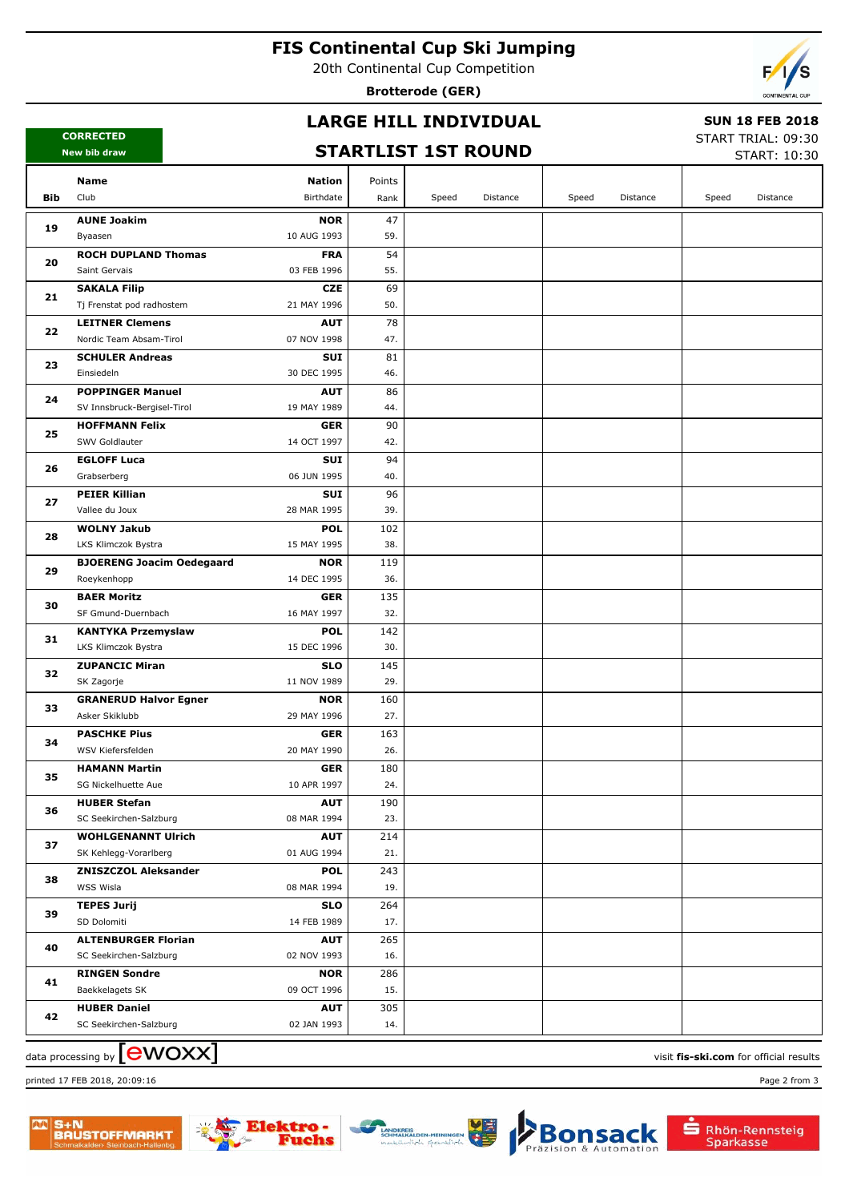# FIS Continental Cup Ski Jumping

20th Continental Cup Competition

**Brotterode (GER)**

CORRECTED
New bib draw

## LARGE HILL INDIVIDUAL

## STARTLIST 1ST ROUND

**SUN 18 FEB 2018**
START TRIAL: 09:30
START: 10:30

| Bib | Name / Club | Nation / Birthdate | Points / Rank | Speed | Distance | Speed | Distance | Speed | Distance |
|---|---|---|---|---|---|---|---|---|---|
| 19 | **AUNE Joakim** Byaasen | **NOR** 10 AUG 1993 | 47 / 59. | | | | | | |
| 20 | **ROCH DUPLAND Thomas** Saint Gervais | **FRA** 03 FEB 1996 | 54 / 55. | | | | | | |
| 21 | **SAKALA Filip** Tj Frenstat pod radhostem | **CZE** 21 MAY 1996 | 69 / 50. | | | | | | |
| 22 | **LEITNER Clemens** Nordic Team Absam-Tirol | **AUT** 07 NOV 1998 | 78 / 47. | | | | | | |
| 23 | **SCHULER Andreas** Einsiedeln | **SUI** 30 DEC 1995 | 81 / 46. | | | | | | |
| 24 | **POPPINGER Manuel** SV Innsbruck-Bergisel-Tirol | **AUT** 19 MAY 1989 | 86 / 44. | | | | | | |
| 25 | **HOFFMANN Felix** SWV Goldlauter | **GER** 14 OCT 1997 | 90 / 42. | | | | | | |
| 26 | **EGLOFF Luca** Grabserberg | **SUI** 06 JUN 1995 | 94 / 40. | | | | | | |
| 27 | **PEIER Killian** Vallee du Joux | **SUI** 28 MAR 1995 | 96 / 39. | | | | | | |
| 28 | **WOLNY Jakub** LKS Klimczok Bystra | **POL** 15 MAY 1995 | 102 / 38. | | | | | | |
| 29 | **BJOERENG Joacim Oedegaard** Roeykenhopp | **NOR** 14 DEC 1995 | 119 / 36. | | | | | | |
| 30 | **BAER Moritz** SF Gmund-Duernbach | **GER** 16 MAY 1997 | 135 / 32. | | | | | | |
| 31 | **KANTYKA Przemyslaw** LKS Klimczok Bystra | **POL** 15 DEC 1996 | 142 / 30. | | | | | | |
| 32 | **ZUPANCIC Miran** SK Zagorje | **SLO** 11 NOV 1989 | 145 / 29. | | | | | | |
| 33 | **GRANERUD Halvor Egner** Asker Skiklubb | **NOR** 29 MAY 1996 | 160 / 27. | | | | | | |
| 34 | **PASCHKE Pius** WSV Kiefersfelden | **GER** 20 MAY 1990 | 163 / 26. | | | | | | |
| 35 | **HAMANN Martin** SG Nickelhuette Aue | **GER** 10 APR 1997 | 180 / 24. | | | | | | |
| 36 | **HUBER Stefan** SC Seekirchen-Salzburg | **AUT** 08 MAR 1994 | 190 / 23. | | | | | | |
| 37 | **WOHLGENANNT Ulrich** SK Kehlegg-Vorarlberg | **AUT** 01 AUG 1994 | 214 / 21. | | | | | | |
| 38 | **ZNISZCZOL Aleksander** WSS Wisla | **POL** 08 MAR 1994 | 243 / 19. | | | | | | |
| 39 | **TEPES Jurij** SD Dolomiti | **SLO** 14 FEB 1989 | 264 / 17. | | | | | | |
| 40 | **ALTENBURGER Florian** SC Seekirchen-Salzburg | **AUT** 02 NOV 1993 | 265 / 16. | | | | | | |
| 41 | **RINGEN Sondre** Baekkelagets SK | **NOR** 09 OCT 1996 | 286 / 15. | | | | | | |
| 42 | **HUBER Daniel** SC Seekirchen-Salzburg | **AUT** 02 JAN 1993 | 305 / 14. | | | | | | |

data processing by ewoxx — visit **fis-ski.com** for official results

printed 17 FEB 2018, 20:09:16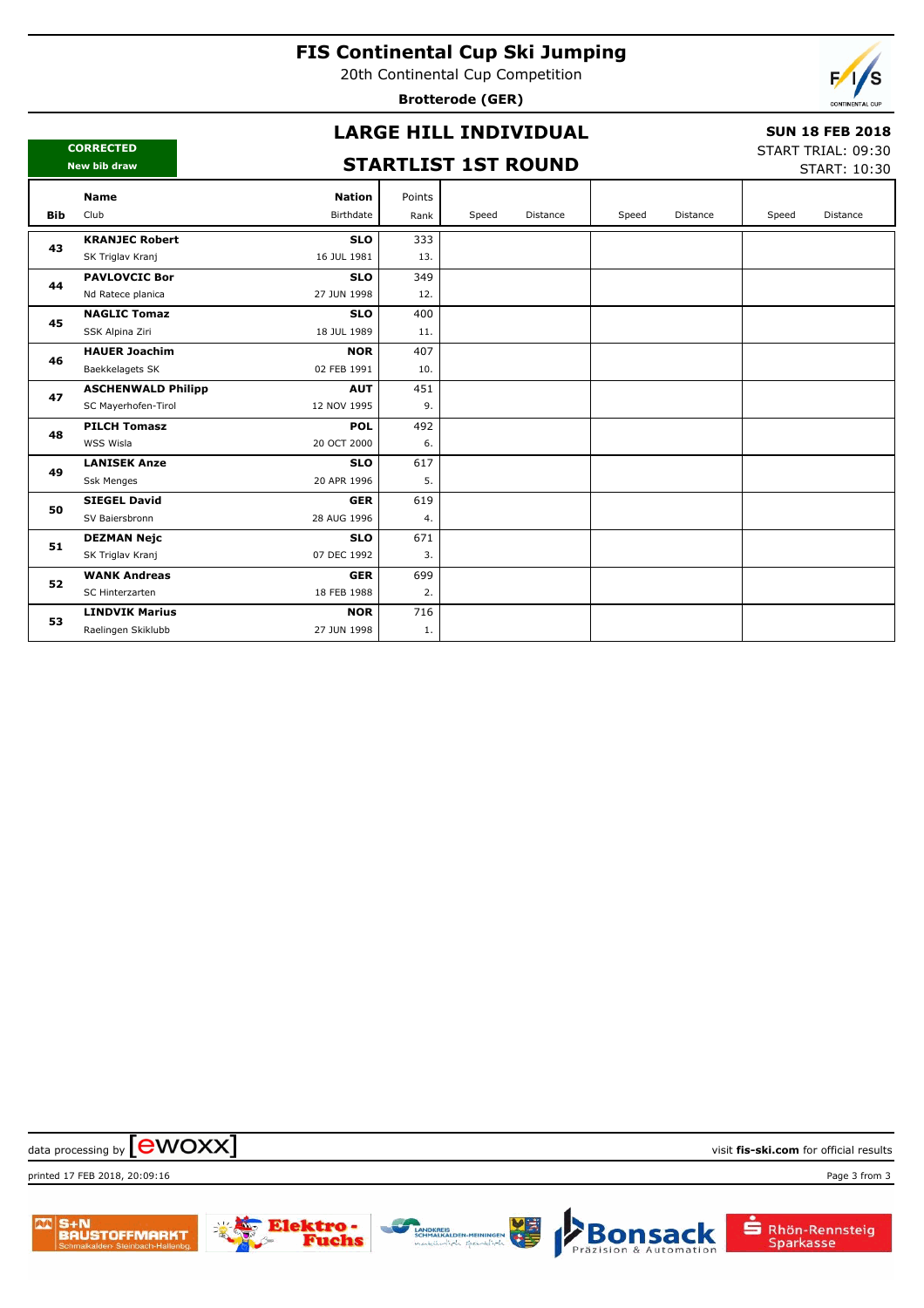# FIS Continental Cup Ski Jumping

20th Continental Cup Competition

**Brotterode (GER)**

CORRECTED
New bib draw

## LARGE HILL INDIVIDUAL

## STARTLIST 1ST ROUND

**SUN 18 FEB 2018**
START TRIAL: 09:30
START: 10:30

| Bib | Name / Club | Nation / Birthdate | Points / Rank | Speed | Distance | Speed | Distance | Speed | Distance |
|---|---|---|---|---|---|---|---|---|---|
| 43 | **KRANJEC Robert**<br>SK Triglav Kranj | **SLO**<br>16 JUL 1981 | 333<br>13. | | | | | | |
| 44 | **PAVLOVCIC Bor**<br>Nd Ratece planica | **SLO**<br>27 JUN 1998 | 349<br>12. | | | | | | |
| 45 | **NAGLIC Tomaz**<br>SSK Alpina Ziri | **SLO**<br>18 JUL 1989 | 400<br>11. | | | | | | |
| 46 | **HAUER Joachim**<br>Baekkelagets SK | **NOR**<br>02 FEB 1991 | 407<br>10. | | | | | | |
| 47 | **ASCHENWALD Philipp**<br>SC Mayerhofen-Tirol | **AUT**<br>12 NOV 1995 | 451<br>9. | | | | | | |
| 48 | **PILCH Tomasz**<br>WSS Wisla | **POL**<br>20 OCT 2000 | 492<br>6. | | | | | | |
| 49 | **LANISEK Anze**<br>Ssk Menges | **SLO**<br>20 APR 1996 | 617<br>5. | | | | | | |
| 50 | **SIEGEL David**<br>SV Baiersbronn | **GER**<br>28 AUG 1996 | 619<br>4. | | | | | | |
| 51 | **DEZMAN Nejc**<br>SK Triglav Kranj | **SLO**<br>07 DEC 1992 | 671<br>3. | | | | | | |
| 52 | **WANK Andreas**<br>SC Hinterzarten | **GER**<br>18 FEB 1988 | 699<br>2. | | | | | | |
| 53 | **LINDVIK Marius**<br>Raelingen Skiklubb | **NOR**<br>27 JUN 1998 | 716<br>1. | | | | | | |

data processing by [ewoxx]

visit **fis-ski.com** for official results

printed 17 FEB 2018, 20:09:16